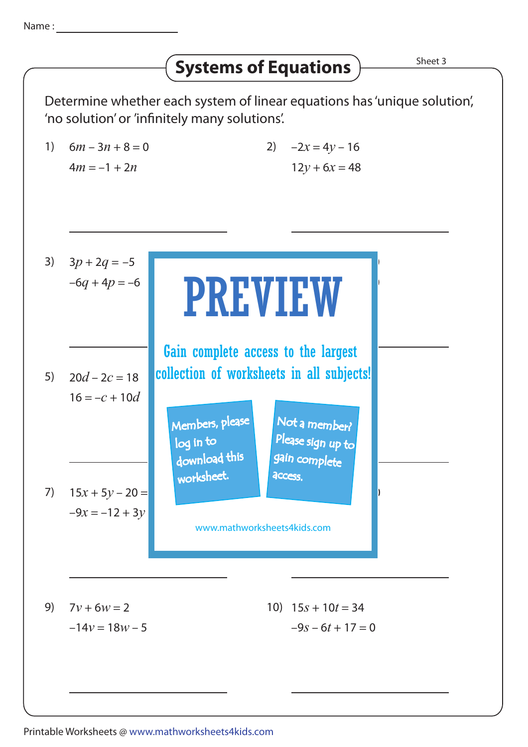Name : ____________________

# Systems of Equations

Sheet 3

Determine whether each system of linear equations has 'unique solution', 'no solution' or 'infinitely many solutions'.

1) $6m - 3n + 8 = 0$
   $4m = -1 + 2n$

   ____________________

2) $-2x = 4y - 16$
   $12y + 6x = 48$

   ____________________

3) $3p + 2q = -5$
   $-6q + 4p = -6$

   ____________________

PREVIEW

Gain complete access to the largest collection of worksheets in all subjects!

Members, please log in to download this worksheet.

Not a member? Please sign up to gain complete access.

www.mathworksheets4kids.com

5) $20d - 2c = 18$
   $16 = -c + 10d$

   ____________________

7) $15x + 5y - 20 =$
   $-9x = -12 + 3y$

   ____________________

9) $7v + 6w = 2$
   $-14v = 18w - 5$

   ____________________

10) $15s + 10t = 34$
    $-9s - 6t + 17 = 0$

   ____________________

Printable Worksheets @ www.mathworksheets4kids.com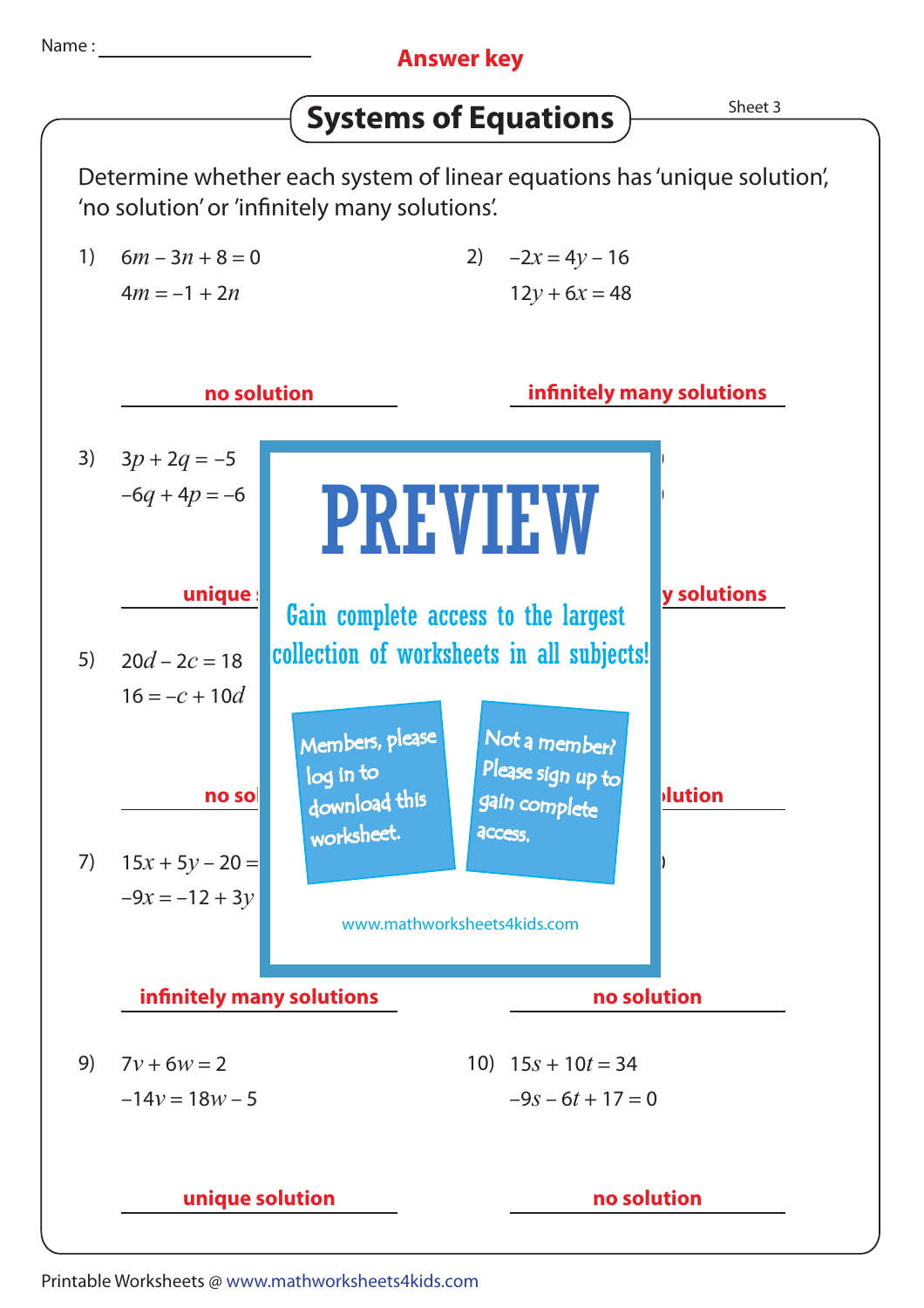Name : ____________________

**Answer key**

# Systems of Equations

Sheet 3

Determine whether each system of linear equations has 'unique solution', 'no solution' or 'infinitely many solutions'.

1) $6m - 3n + 8 = 0$
$4m = -1 + 2n$

**no solution**

2) $-2x = 4y - 16$
$12y + 6x = 48$

**infinitely many solutions**

3) $3p + 2q = -5$
$-6q + 4p = -6$

**unique s**

4)

**y solutions**

PREVIEW

Gain complete access to the largest collection of worksheets in all subjects!

Members, please log in to download this worksheet.

Not a member? Please sign up to gain complete access.

www.mathworksheets4kids.com

5) $20d - 2c = 18$
$16 = -c + 10d$

**no sol**

6)

**lution**

7) $15x + 5y - 20 =$
$-9x = -12 + 3y$

**infinitely many solutions**

8)

**no solution**

9) $7v + 6w = 2$
$-14v = 18w - 5$

**unique solution**

10) $15s + 10t = 34$
$-9s - 6t + 17 = 0$

**no solution**

Printable Worksheets @ www.mathworksheets4kids.com